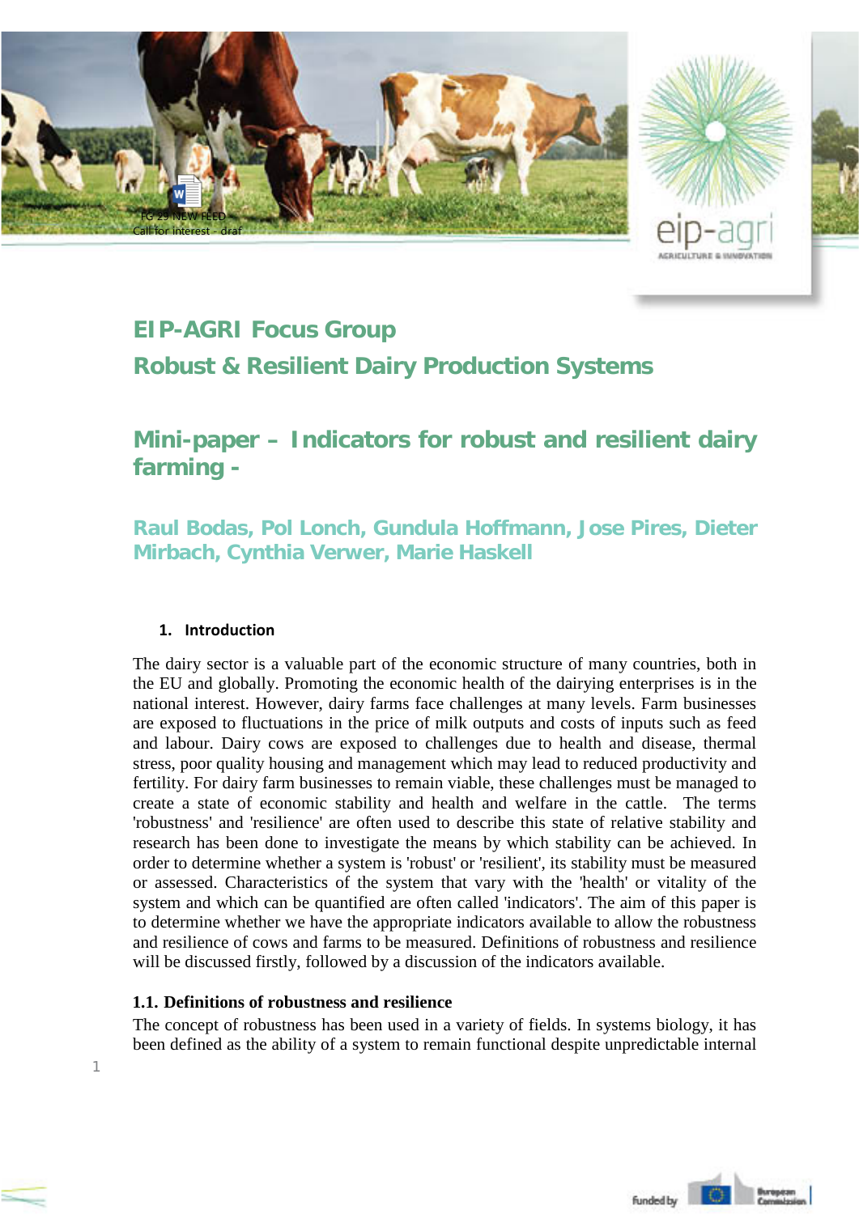# EIP-AGRI Focus Group
# Robust & Resilient Dairy Production Systems

## Mini-paper – Indicators for robust and resilient dairy farming -

**Raul Bodas, Pol Lonch, Gundula Hoffmann, Jose Pires, Dieter Mirbach, Cynthia Verwer, Marie Haskell**

### 1. Introduction

The dairy sector is a valuable part of the economic structure of many countries, both in the EU and globally. Promoting the economic health of the dairying enterprises is in the national interest. However, dairy farms face challenges at many levels. Farm businesses are exposed to fluctuations in the price of milk outputs and costs of inputs such as feed and labour. Dairy cows are exposed to challenges due to health and disease, thermal stress, poor quality housing and management which may lead to reduced productivity and fertility. For dairy farm businesses to remain viable, these challenges must be managed to create a state of economic stability and health and welfare in the cattle. The terms 'robustness' and 'resilience' are often used to describe this state of relative stability and research has been done to investigate the means by which stability can be achieved. In order to determine whether a system is 'robust' or 'resilient', its stability must be measured or assessed. Characteristics of the system that vary with the 'health' or vitality of the system and which can be quantified are often called 'indicators'. The aim of this paper is to determine whether we have the appropriate indicators available to allow the robustness and resilience of cows and farms to be measured. Definitions of robustness and resilience will be discussed firstly, followed by a discussion of the indicators available.

#### 1.1. Definitions of robustness and resilience

The concept of robustness has been used in a variety of fields. In systems biology, it has been defined as the ability of a system to remain functional despite unpredictable internal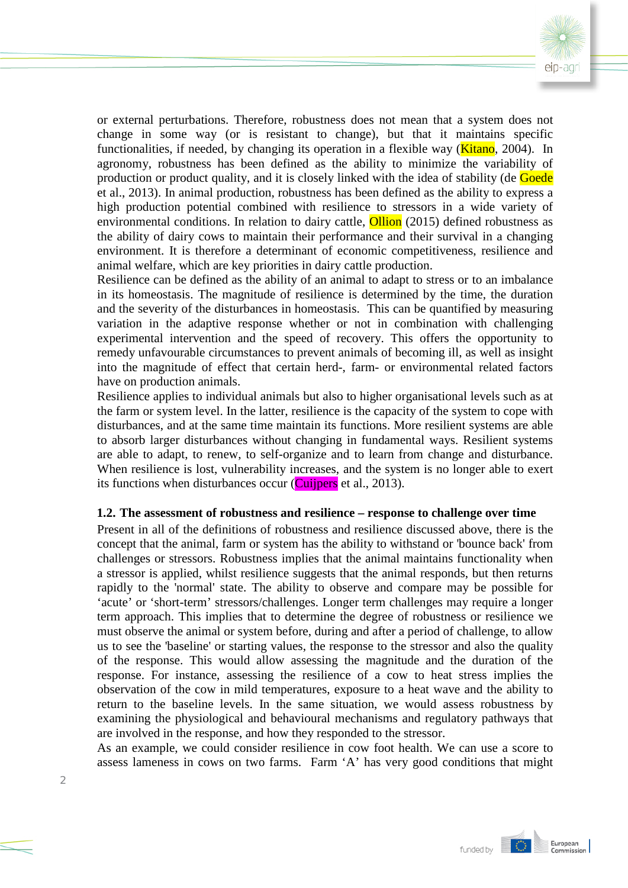or external perturbations. Therefore, robustness does not mean that a system does not change in some way (or is resistant to change), but that it maintains specific functionalities, if needed, by changing its operation in a flexible way (Kitano, 2004). In agronomy, robustness has been defined as the ability to minimize the variability of production or product quality, and it is closely linked with the idea of stability (de Goede et al., 2013). In animal production, robustness has been defined as the ability to express a high production potential combined with resilience to stressors in a wide variety of environmental conditions. In relation to dairy cattle, Ollion (2015) defined robustness as the ability of dairy cows to maintain their performance and their survival in a changing environment. It is therefore a determinant of economic competitiveness, resilience and animal welfare, which are key priorities in dairy cattle production.

Resilience can be defined as the ability of an animal to adapt to stress or to an imbalance in its homeostasis. The magnitude of resilience is determined by the time, the duration and the severity of the disturbances in homeostasis. This can be quantified by measuring variation in the adaptive response whether or not in combination with challenging experimental intervention and the speed of recovery. This offers the opportunity to remedy unfavourable circumstances to prevent animals of becoming ill, as well as insight into the magnitude of effect that certain herd-, farm- or environmental related factors have on production animals.

Resilience applies to individual animals but also to higher organisational levels such as at the farm or system level. In the latter, resilience is the capacity of the system to cope with disturbances, and at the same time maintain its functions. More resilient systems are able to absorb larger disturbances without changing in fundamental ways. Resilient systems are able to adapt, to renew, to self-organize and to learn from change and disturbance. When resilience is lost, vulnerability increases, and the system is no longer able to exert its functions when disturbances occur (Cuijpers et al., 2013).

### 1.2. The assessment of robustness and resilience – response to challenge over time

Present in all of the definitions of robustness and resilience discussed above, there is the concept that the animal, farm or system has the ability to withstand or 'bounce back' from challenges or stressors. Robustness implies that the animal maintains functionality when a stressor is applied, whilst resilience suggests that the animal responds, but then returns rapidly to the 'normal' state. The ability to observe and compare may be possible for 'acute' or 'short-term' stressors/challenges. Longer term challenges may require a longer term approach. This implies that to determine the degree of robustness or resilience we must observe the animal or system before, during and after a period of challenge, to allow us to see the 'baseline' or starting values, the response to the stressor and also the quality of the response. This would allow assessing the magnitude and the duration of the response. For instance, assessing the resilience of a cow to heat stress implies the observation of the cow in mild temperatures, exposure to a heat wave and the ability to return to the baseline levels. In the same situation, we would assess robustness by examining the physiological and behavioural mechanisms and regulatory pathways that are involved in the response, and how they responded to the stressor.

As an example, we could consider resilience in cow foot health. We can use a score to assess lameness in cows on two farms. Farm 'A' has very good conditions that might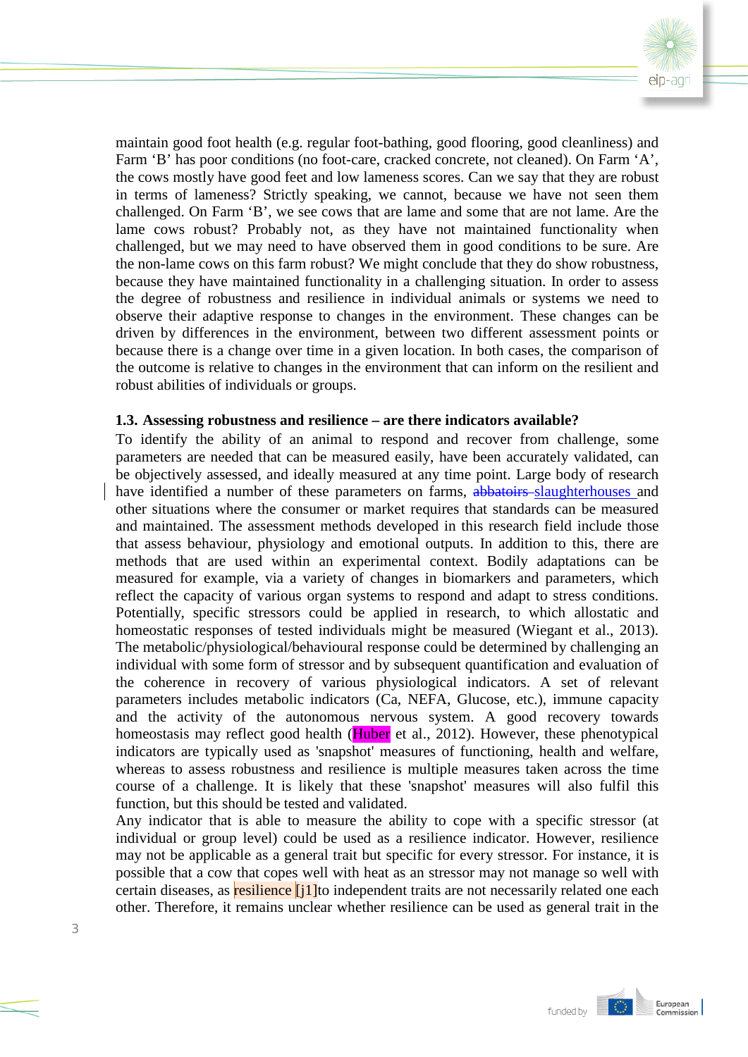maintain good foot health (e.g. regular foot-bathing, good flooring, good cleanliness) and Farm ‘B’ has poor conditions (no foot-care, cracked concrete, not cleaned). On Farm ‘A’, the cows mostly have good feet and low lameness scores. Can we say that they are robust in terms of lameness? Strictly speaking, we cannot, because we have not seen them challenged. On Farm ‘B’, we see cows that are lame and some that are not lame. Are the lame cows robust? Probably not, as they have not maintained functionality when challenged, but we may need to have observed them in good conditions to be sure. Are the non-lame cows on this farm robust? We might conclude that they do show robustness, because they have maintained functionality in a challenging situation. In order to assess the degree of robustness and resilience in individual animals or systems we need to observe their adaptive response to changes in the environment. These changes can be driven by differences in the environment, between two different assessment points or because there is a change over time in a given location. In both cases, the comparison of the outcome is relative to changes in the environment that can inform on the resilient and robust abilities of individuals or groups.

### 1.3. Assessing robustness and resilience – are there indicators available?

To identify the ability of an animal to respond and recover from challenge, some parameters are needed that can be measured easily, have been accurately validated, can be objectively assessed, and ideally measured at any time point. Large body of research have identified a number of these parameters on farms, ~~abbatoirs~~ slaughterhouses and other situations where the consumer or market requires that standards can be measured and maintained. The assessment methods developed in this research field include those that assess behaviour, physiology and emotional outputs. In addition to this, there are methods that are used within an experimental context. Bodily adaptations can be measured for example, via a variety of changes in biomarkers and parameters, which reflect the capacity of various organ systems to respond and adapt to stress conditions. Potentially, specific stressors could be applied in research, to which allostatic and homeostatic responses of tested individuals might be measured (Wiegant et al., 2013). The metabolic/physiological/behavioural response could be determined by challenging an individual with some form of stressor and by subsequent quantification and evaluation of the coherence in recovery of various physiological indicators. A set of relevant parameters includes metabolic indicators (Ca, NEFA, Glucose, etc.), immune capacity and the activity of the autonomous nervous system. A good recovery towards homeostasis may reflect good health (Huber et al., 2012). However, these phenotypical indicators are typically used as 'snapshot' measures of functioning, health and welfare, whereas to assess robustness and resilience is multiple measures taken across the time course of a challenge. It is likely that these 'snapshot' measures will also fulfil this function, but this should be tested and validated.

Any indicator that is able to measure the ability to cope with a specific stressor (at individual or group level) could be used as a resilience indicator. However, resilience may not be applicable as a general trait but specific for every stressor. For instance, it is possible that a cow that copes well with heat as an stressor may not manage so well with certain diseases, as resilience [j1]to independent traits are not necessarily related one each other. Therefore, it remains unclear whether resilience can be used as general trait in the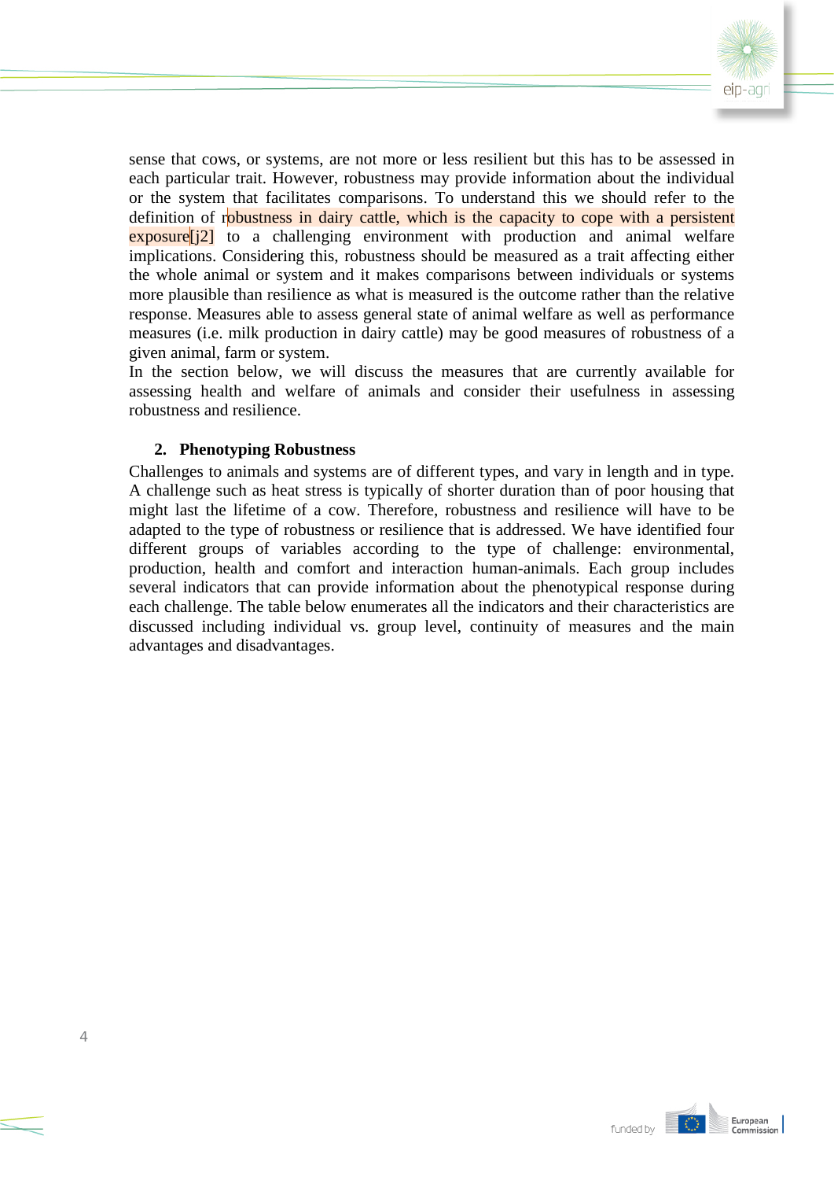sense that cows, or systems, are not more or less resilient but this has to be assessed in each particular trait. However, robustness may provide information about the individual or the system that facilitates comparisons. To understand this we should refer to the definition of robustness in dairy cattle, which is the capacity to cope with a persistent exposure[j2] to a challenging environment with production and animal welfare implications. Considering this, robustness should be measured as a trait affecting either the whole animal or system and it makes comparisons between individuals or systems more plausible than resilience as what is measured is the outcome rather than the relative response. Measures able to assess general state of animal welfare as well as performance measures (i.e. milk production in dairy cattle) may be good measures of robustness of a given animal, farm or system.

In the section below, we will discuss the measures that are currently available for assessing health and welfare of animals and consider their usefulness in assessing robustness and resilience.

## 2. Phenotyping Robustness

Challenges to animals and systems are of different types, and vary in length and in type. A challenge such as heat stress is typically of shorter duration than of poor housing that might last the lifetime of a cow. Therefore, robustness and resilience will have to be adapted to the type of robustness or resilience that is addressed. We have identified four different groups of variables according to the type of challenge: environmental, production, health and comfort and interaction human-animals. Each group includes several indicators that can provide information about the phenotypical response during each challenge. The table below enumerates all the indicators and their characteristics are discussed including individual vs. group level, continuity of measures and the main advantages and disadvantages.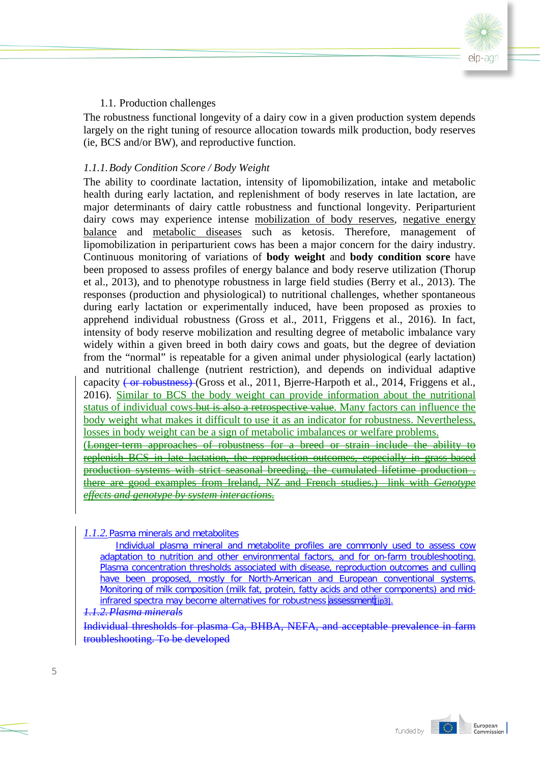1.1. Production challenges

The robustness functional longevity of a dairy cow in a given production system depends largely on the right tuning of resource allocation towards milk production, body reserves (ie, BCS and/or BW), and reproductive function.

*1.1.1. Body Condition Score / Body Weight*

The ability to coordinate lactation, intensity of lipomobilization, intake and metabolic health during early lactation, and replenishment of body reserves in late lactation, are major determinants of dairy cattle robustness and functional longevity. Periparturient dairy cows may experience intense mobilization of body reserves, negative energy balance and metabolic diseases such as ketosis. Therefore, management of lipomobilization in periparturient cows has been a major concern for the dairy industry. Continuous monitoring of variations of **body weight** and **body condition score** have been proposed to assess profiles of energy balance and body reserve utilization (Thorup et al., 2013), and to phenotype robustness in large field studies (Berry et al., 2013). The responses (production and physiological) to nutritional challenges, whether spontaneous during early lactation or experimentally induced, have been proposed as proxies to apprehend individual robustness (Gross et al., 2011, Friggens et al., 2016). In fact, intensity of body reserve mobilization and resulting degree of metabolic imbalance vary widely within a given breed in both dairy cows and goats, but the degree of deviation from the "normal" is repeatable for a given animal under physiological (early lactation) and nutritional challenge (nutrient restriction), and depends on individual adaptive capacity ~~( or robustness)~~ (Gross et al., 2011, Bjerre-Harpoth et al., 2014, Friggens et al., 2016). Similar to BCS the body weight can provide information about the nutritional status of individual cows ~~but is also a retrospective value~~. Many factors can influence the body weight what makes it difficult to use it as an indicator for robustness. Nevertheless, losses in body weight can be a sign of metabolic imbalances or welfare problems. ~~(Longer-term approaches of robustness for a breed or strain include the ability to replenish BCS in late lactation, the reproduction outcomes, especially in grass based production systems with strict seasonal breeding, the cumulated lifetime production . there are good examples from Ireland, NZ and French studies.) link with *Genotype effects and genotype by system interactions.*~~

*1.1.2.* Pasma minerals and metabolites

Individual plasma mineral and metabolite profiles are commonly used to assess cow adaptation to nutrition and other environmental factors, and for on-farm troubleshooting. Plasma concentration thresholds associated with disease, reproduction outcomes and culling have been proposed, mostly for North-American and European conventional systems. Monitoring of milk composition (milk fat, protein, fatty acids and other components) and mid-infrared spectra may become alternatives for robustness assessment[jp3].

~~*1.1.2. Plasma minerals*~~

~~Individual thresholds for plasma Ca, BHBA, NEFA, and acceptable prevalence in farm troubleshooting. To be developed~~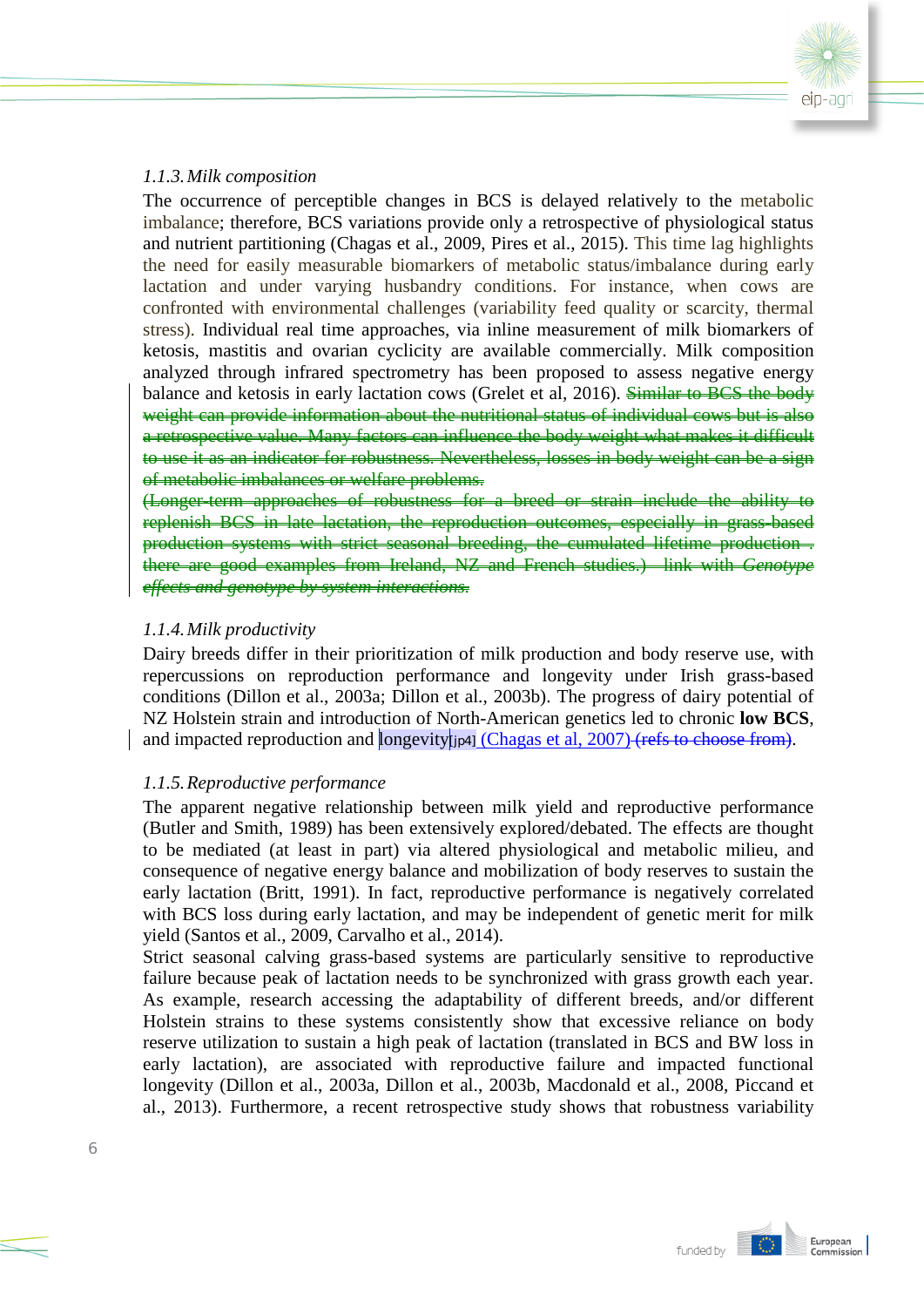### 1.1.3. Milk composition

The occurrence of perceptible changes in BCS is delayed relatively to the metabolic imbalance; therefore, BCS variations provide only a retrospective of physiological status and nutrient partitioning (Chagas et al., 2009, Pires et al., 2015). This time lag highlights the need for easily measurable biomarkers of metabolic status/imbalance during early lactation and under varying husbandry conditions. For instance, when cows are confronted with environmental challenges (variability feed quality or scarcity, thermal stress). Individual real time approaches, via inline measurement of milk biomarkers of ketosis, mastitis and ovarian cyclicity are available commercially. Milk composition analyzed through infrared spectrometry has been proposed to assess negative energy balance and ketosis in early lactation cows (Grelet et al, 2016). ~~Similar to BCS the body weight can provide information about the nutritional status of individual cows but is also a retrospective value. Many factors can influence the body weight what makes it difficult to use it as an indicator for robustness. Nevertheless, losses in body weight can be a sign of metabolic imbalances or welfare problems.~~

~~(Longer-term approaches of robustness for a breed or strain include the ability to replenish BCS in late lactation, the reproduction outcomes, especially in grass-based production systems with strict seasonal breeding, the cumulated lifetime production . there are good examples from Ireland, NZ and French studies.) link with *Genotype effects and genotype by system interactions.*~~

### 1.1.4. Milk productivity

Dairy breeds differ in their prioritization of milk production and body reserve use, with repercussions on reproduction performance and longevity under Irish grass-based conditions (Dillon et al., 2003a; Dillon et al., 2003b). The progress of dairy potential of NZ Holstein strain and introduction of North-American genetics led to chronic **low BCS**, and impacted reproduction and longevity[jp4] (Chagas et al, 2007) ~~(refs to choose from)~~.

### 1.1.5. Reproductive performance

The apparent negative relationship between milk yield and reproductive performance (Butler and Smith, 1989) has been extensively explored/debated. The effects are thought to be mediated (at least in part) via altered physiological and metabolic milieu, and consequence of negative energy balance and mobilization of body reserves to sustain the early lactation (Britt, 1991). In fact, reproductive performance is negatively correlated with BCS loss during early lactation, and may be independent of genetic merit for milk yield (Santos et al., 2009, Carvalho et al., 2014).

Strict seasonal calving grass-based systems are particularly sensitive to reproductive failure because peak of lactation needs to be synchronized with grass growth each year. As example, research accessing the adaptability of different breeds, and/or different Holstein strains to these systems consistently show that excessive reliance on body reserve utilization to sustain a high peak of lactation (translated in BCS and BW loss in early lactation), are associated with reproductive failure and impacted functional longevity (Dillon et al., 2003a, Dillon et al., 2003b, Macdonald et al., 2008, Piccand et al., 2013). Furthermore, a recent retrospective study shows that robustness variability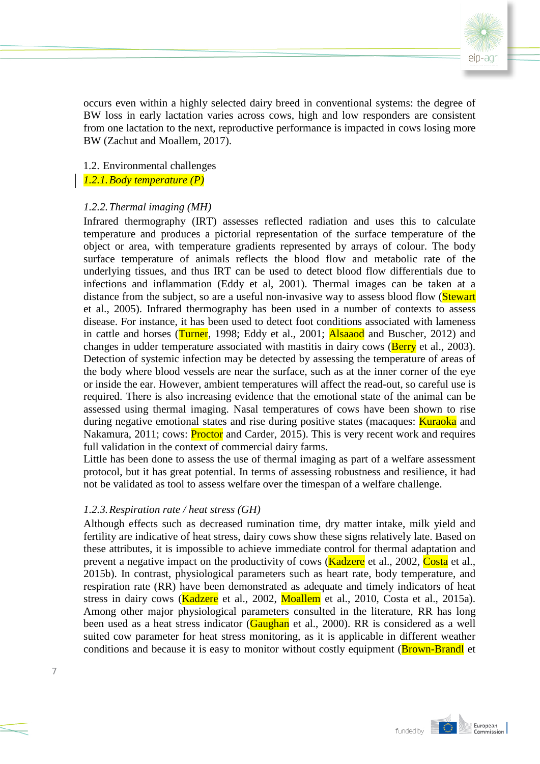occurs even within a highly selected dairy breed in conventional systems: the degree of BW loss in early lactation varies across cows, high and low responders are consistent from one lactation to the next, reproductive performance is impacted in cows losing more BW (Zachut and Moallem, 2017).

## 1.2. Environmental challenges

### *1.2.1. Body temperature (P)*

### *1.2.2. Thermal imaging (MH)*

Infrared thermography (IRT) assesses reflected radiation and uses this to calculate temperature and produces a pictorial representation of the surface temperature of the object or area, with temperature gradients represented by arrays of colour. The body surface temperature of animals reflects the blood flow and metabolic rate of the underlying tissues, and thus IRT can be used to detect blood flow differentials due to infections and inflammation (Eddy et al, 2001). Thermal images can be taken at a distance from the subject, so are a useful non-invasive way to assess blood flow (Stewart et al., 2005). Infrared thermography has been used in a number of contexts to assess disease. For instance, it has been used to detect foot conditions associated with lameness in cattle and horses (Turner, 1998; Eddy et al., 2001; Alsaaod and Buscher, 2012) and changes in udder temperature associated with mastitis in dairy cows (Berry et al., 2003). Detection of systemic infection may be detected by assessing the temperature of areas of the body where blood vessels are near the surface, such as at the inner corner of the eye or inside the ear. However, ambient temperatures will affect the read-out, so careful use is required. There is also increasing evidence that the emotional state of the animal can be assessed using thermal imaging. Nasal temperatures of cows have been shown to rise during negative emotional states and rise during positive states (macaques: Kuraoka and Nakamura, 2011; cows: Proctor and Carder, 2015). This is very recent work and requires full validation in the context of commercial dairy farms.

Little has been done to assess the use of thermal imaging as part of a welfare assessment protocol, but it has great potential. In terms of assessing robustness and resilience, it had not be validated as tool to assess welfare over the timespan of a welfare challenge.

### *1.2.3. Respiration rate / heat stress (GH)*

Although effects such as decreased rumination time, dry matter intake, milk yield and fertility are indicative of heat stress, dairy cows show these signs relatively late. Based on these attributes, it is impossible to achieve immediate control for thermal adaptation and prevent a negative impact on the productivity of cows (Kadzere et al., 2002, Costa et al., 2015b). In contrast, physiological parameters such as heart rate, body temperature, and respiration rate (RR) have been demonstrated as adequate and timely indicators of heat stress in dairy cows (Kadzere et al., 2002, Moallem et al., 2010, Costa et al., 2015a). Among other major physiological parameters consulted in the literature, RR has long been used as a heat stress indicator (Gaughan et al., 2000). RR is considered as a well suited cow parameter for heat stress monitoring, as it is applicable in different weather conditions and because it is easy to monitor without costly equipment (Brown-Brandl et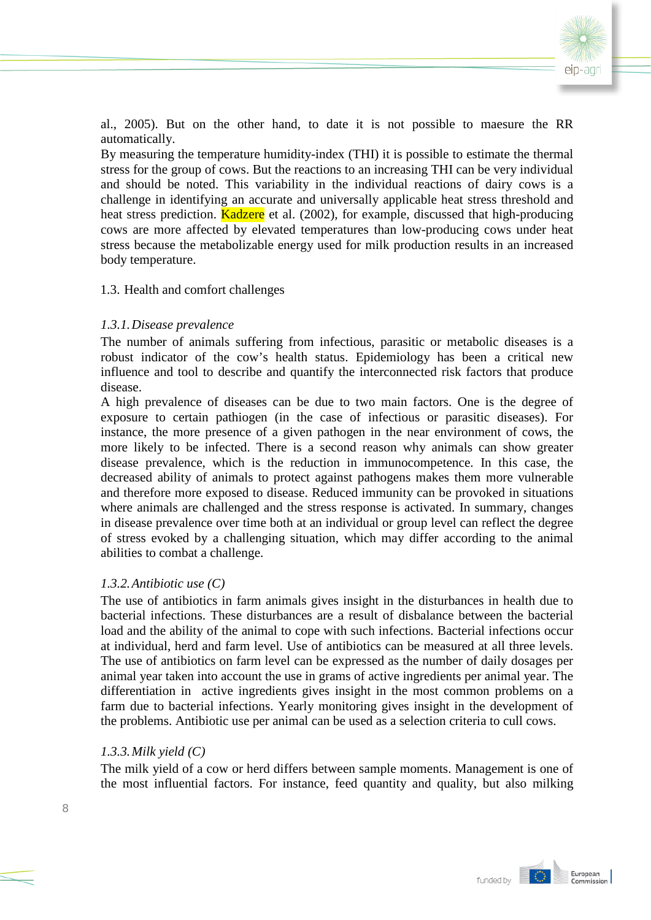al., 2005). But on the other hand, to date it is not possible to maesure the RR automatically.

By measuring the temperature humidity-index (THI) it is possible to estimate the thermal stress for the group of cows. But the reactions to an increasing THI can be very individual and should be noted. This variability in the individual reactions of dairy cows is a challenge in identifying an accurate and universally applicable heat stress threshold and heat stress prediction. Kadzere et al. (2002), for example, discussed that high-producing cows are more affected by elevated temperatures than low-producing cows under heat stress because the metabolizable energy used for milk production results in an increased body temperature.

## 1.3. Health and comfort challenges

### *1.3.1. Disease prevalence*

The number of animals suffering from infectious, parasitic or metabolic diseases is a robust indicator of the cow's health status. Epidemiology has been a critical new influence and tool to describe and quantify the interconnected risk factors that produce disease.

A high prevalence of diseases can be due to two main factors. One is the degree of exposure to certain pathiogen (in the case of infectious or parasitic diseases). For instance, the more presence of a given pathogen in the near environment of cows, the more likely to be infected. There is a second reason why animals can show greater disease prevalence, which is the reduction in immunocompetence. In this case, the decreased ability of animals to protect against pathogens makes them more vulnerable and therefore more exposed to disease. Reduced immunity can be provoked in situations where animals are challenged and the stress response is activated. In summary, changes in disease prevalence over time both at an individual or group level can reflect the degree of stress evoked by a challenging situation, which may differ according to the animal abilities to combat a challenge.

### *1.3.2. Antibiotic use (C)*

The use of antibiotics in farm animals gives insight in the disturbances in health due to bacterial infections. These disturbances are a result of disbalance between the bacterial load and the ability of the animal to cope with such infections. Bacterial infections occur at individual, herd and farm level. Use of antibiotics can be measured at all three levels. The use of antibiotics on farm level can be expressed as the number of daily dosages per animal year taken into account the use in grams of active ingredients per animal year. The differentiation in active ingredients gives insight in the most common problems on a farm due to bacterial infections. Yearly monitoring gives insight in the development of the problems. Antibiotic use per animal can be used as a selection criteria to cull cows.

### *1.3.3. Milk yield (C)*

The milk yield of a cow or herd differs between sample moments. Management is one of the most influential factors. For instance, feed quantity and quality, but also milking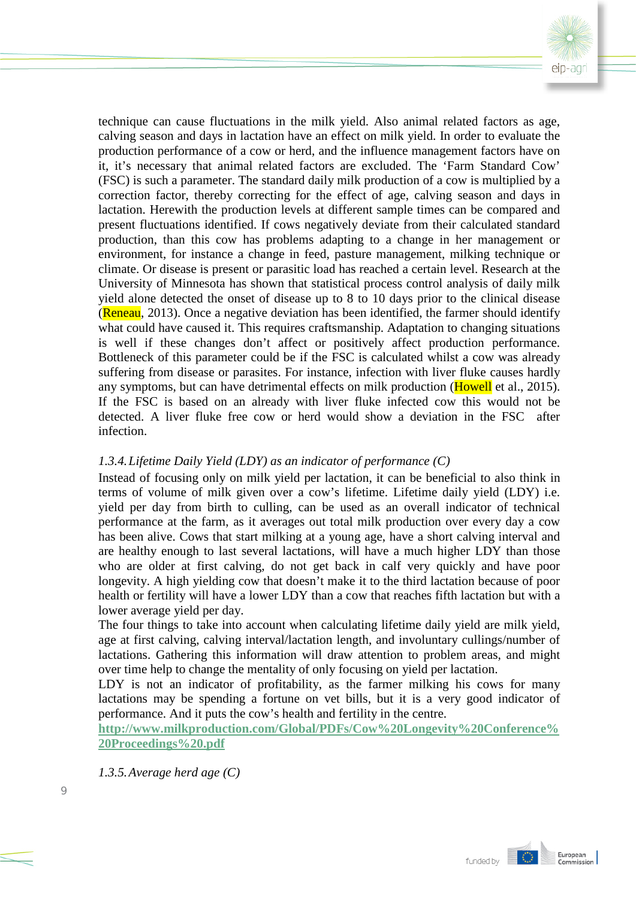technique can cause fluctuations in the milk yield. Also animal related factors as age, calving season and days in lactation have an effect on milk yield. In order to evaluate the production performance of a cow or herd, and the influence management factors have on it, it's necessary that animal related factors are excluded. The 'Farm Standard Cow' (FSC) is such a parameter. The standard daily milk production of a cow is multiplied by a correction factor, thereby correcting for the effect of age, calving season and days in lactation. Herewith the production levels at different sample times can be compared and present fluctuations identified. If cows negatively deviate from their calculated standard production, than this cow has problems adapting to a change in her management or environment, for instance a change in feed, pasture management, milking technique or climate. Or disease is present or parasitic load has reached a certain level. Research at the University of Minnesota has shown that statistical process control analysis of daily milk yield alone detected the onset of disease up to 8 to 10 days prior to the clinical disease (Reneau, 2013). Once a negative deviation has been identified, the farmer should identify what could have caused it. This requires craftsmanship. Adaptation to changing situations is well if these changes don't affect or positively affect production performance. Bottleneck of this parameter could be if the FSC is calculated whilst a cow was already suffering from disease or parasites. For instance, infection with liver fluke causes hardly any symptoms, but can have detrimental effects on milk production (Howell et al., 2015). If the FSC is based on an already with liver fluke infected cow this would not be detected. A liver fluke free cow or herd would show a deviation in the FSC after infection.

*1.3.4. Lifetime Daily Yield (LDY) as an indicator of performance (C)*

Instead of focusing only on milk yield per lactation, it can be beneficial to also think in terms of volume of milk given over a cow's lifetime. Lifetime daily yield (LDY) i.e. yield per day from birth to culling, can be used as an overall indicator of technical performance at the farm, as it averages out total milk production over every day a cow has been alive. Cows that start milking at a young age, have a short calving interval and are healthy enough to last several lactations, will have a much higher LDY than those who are older at first calving, do not get back in calf very quickly and have poor longevity. A high yielding cow that doesn't make it to the third lactation because of poor health or fertility will have a lower LDY than a cow that reaches fifth lactation but with a lower average yield per day.

The four things to take into account when calculating lifetime daily yield are milk yield, age at first calving, calving interval/lactation length, and involuntary cullings/number of lactations. Gathering this information will draw attention to problem areas, and might over time help to change the mentality of only focusing on yield per lactation.

LDY is not an indicator of profitability, as the farmer milking his cows for many lactations may be spending a fortune on vet bills, but it is a very good indicator of performance. And it puts the cow's health and fertility in the centre.

**http://www.milkproduction.com/Global/PDFs/Cow%20Longevity%20Conference%20Proceedings%20.pdf**

*1.3.5. Average herd age (C)*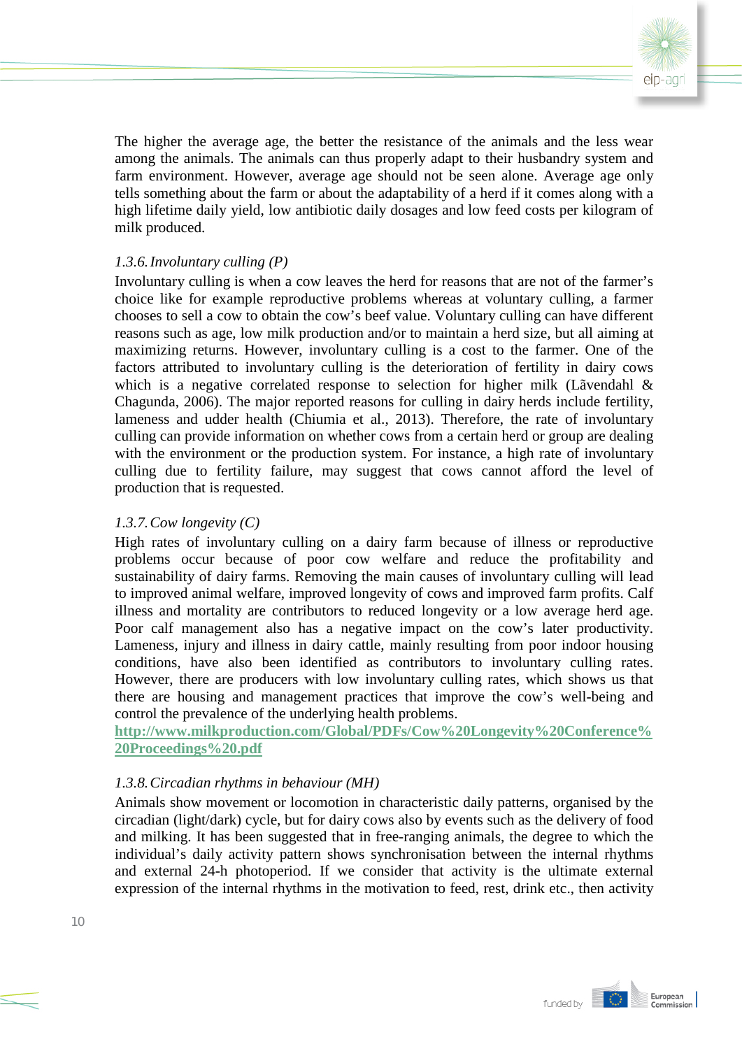The higher the average age, the better the resistance of the animals and the less wear among the animals. The animals can thus properly adapt to their husbandry system and farm environment. However, average age should not be seen alone. Average age only tells something about the farm or about the adaptability of a herd if it comes along with a high lifetime daily yield, low antibiotic daily dosages and low feed costs per kilogram of milk produced.

### *1.3.6. Involuntary culling (P)*

Involuntary culling is when a cow leaves the herd for reasons that are not of the farmer's choice like for example reproductive problems whereas at voluntary culling, a farmer chooses to sell a cow to obtain the cow's beef value. Voluntary culling can have different reasons such as age, low milk production and/or to maintain a herd size, but all aiming at maximizing returns. However, involuntary culling is a cost to the farmer. One of the factors attributed to involuntary culling is the deterioration of fertility in dairy cows which is a negative correlated response to selection for higher milk (Lãvendahl & Chagunda, 2006). The major reported reasons for culling in dairy herds include fertility, lameness and udder health (Chiumia et al., 2013). Therefore, the rate of involuntary culling can provide information on whether cows from a certain herd or group are dealing with the environment or the production system. For instance, a high rate of involuntary culling due to fertility failure, may suggest that cows cannot afford the level of production that is requested.

### *1.3.7. Cow longevity (C)*

High rates of involuntary culling on a dairy farm because of illness or reproductive problems occur because of poor cow welfare and reduce the profitability and sustainability of dairy farms. Removing the main causes of involuntary culling will lead to improved animal welfare, improved longevity of cows and improved farm profits. Calf illness and mortality are contributors to reduced longevity or a low average herd age. Poor calf management also has a negative impact on the cow's later productivity. Lameness, injury and illness in dairy cattle, mainly resulting from poor indoor housing conditions, have also been identified as contributors to involuntary culling rates. However, there are producers with low involuntary culling rates, which shows us that there are housing and management practices that improve the cow's well-being and control the prevalence of the underlying health problems.
**http://www.milkproduction.com/Global/PDFs/Cow%20Longevity%20Conference%20Proceedings%20.pdf**

### *1.3.8. Circadian rhythms in behaviour (MH)*

Animals show movement or locomotion in characteristic daily patterns, organised by the circadian (light/dark) cycle, but for dairy cows also by events such as the delivery of food and milking. It has been suggested that in free-ranging animals, the degree to which the individual's daily activity pattern shows synchronisation between the internal rhythms and external 24-h photoperiod. If we consider that activity is the ultimate external expression of the internal rhythms in the motivation to feed, rest, drink etc., then activity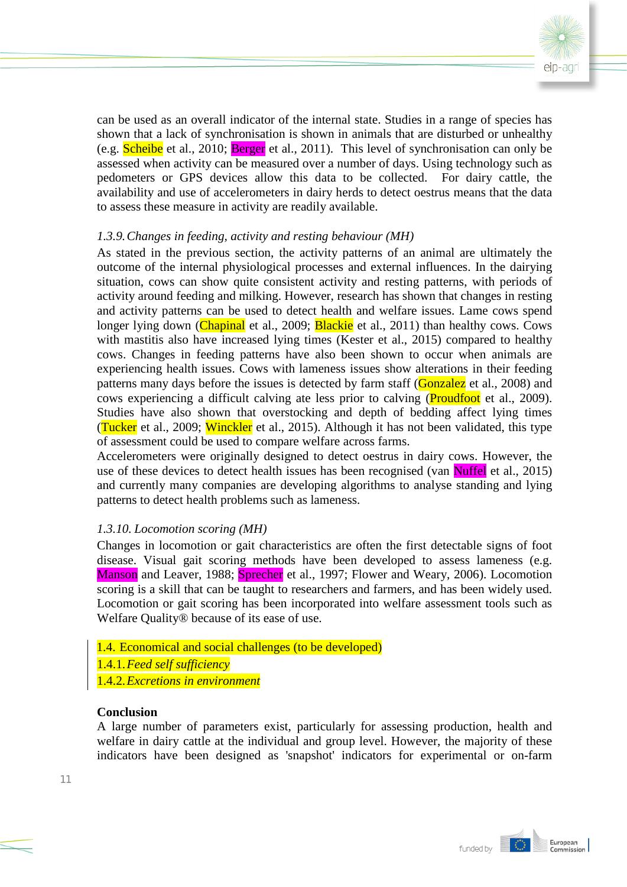can be used as an overall indicator of the internal state. Studies in a range of species has shown that a lack of synchronisation is shown in animals that are disturbed or unhealthy (e.g. Scheibe et al., 2010; Berger et al., 2011). This level of synchronisation can only be assessed when activity can be measured over a number of days. Using technology such as pedometers or GPS devices allow this data to be collected. For dairy cattle, the availability and use of accelerometers in dairy herds to detect oestrus means that the data to assess these measure in activity are readily available.

*1.3.9. Changes in feeding, activity and resting behaviour (MH)*

As stated in the previous section, the activity patterns of an animal are ultimately the outcome of the internal physiological processes and external influences. In the dairying situation, cows can show quite consistent activity and resting patterns, with periods of activity around feeding and milking. However, research has shown that changes in resting and activity patterns can be used to detect health and welfare issues. Lame cows spend longer lying down (Chapinal et al., 2009; Blackie et al., 2011) than healthy cows. Cows with mastitis also have increased lying times (Kester et al., 2015) compared to healthy cows. Changes in feeding patterns have also been shown to occur when animals are experiencing health issues. Cows with lameness issues show alterations in their feeding patterns many days before the issues is detected by farm staff (Gonzalez et al., 2008) and cows experiencing a difficult calving ate less prior to calving (Proudfoot et al., 2009). Studies have also shown that overstocking and depth of bedding affect lying times (Tucker et al., 2009; Winckler et al., 2015). Although it has not been validated, this type of assessment could be used to compare welfare across farms.

Accelerometers were originally designed to detect oestrus in dairy cows. However, the use of these devices to detect health issues has been recognised (van Nuffel et al., 2015) and currently many companies are developing algorithms to analyse standing and lying patterns to detect health problems such as lameness.

*1.3.10. Locomotion scoring (MH)*

Changes in locomotion or gait characteristics are often the first detectable signs of foot disease. Visual gait scoring methods have been developed to assess lameness (e.g. Manson and Leaver, 1988; Sprecher et al., 1997; Flower and Weary, 2006). Locomotion scoring is a skill that can be taught to researchers and farmers, and has been widely used. Locomotion or gait scoring has been incorporated into welfare assessment tools such as Welfare Quality® because of its ease of use.

## 1.4. Economical and social challenges (to be developed)

### *1.4.1. Feed self sufficiency*

### *1.4.2. Excretions in environment*

**Conclusion**

A large number of parameters exist, particularly for assessing production, health and welfare in dairy cattle at the individual and group level. However, the majority of these indicators have been designed as 'snapshot' indicators for experimental or on-farm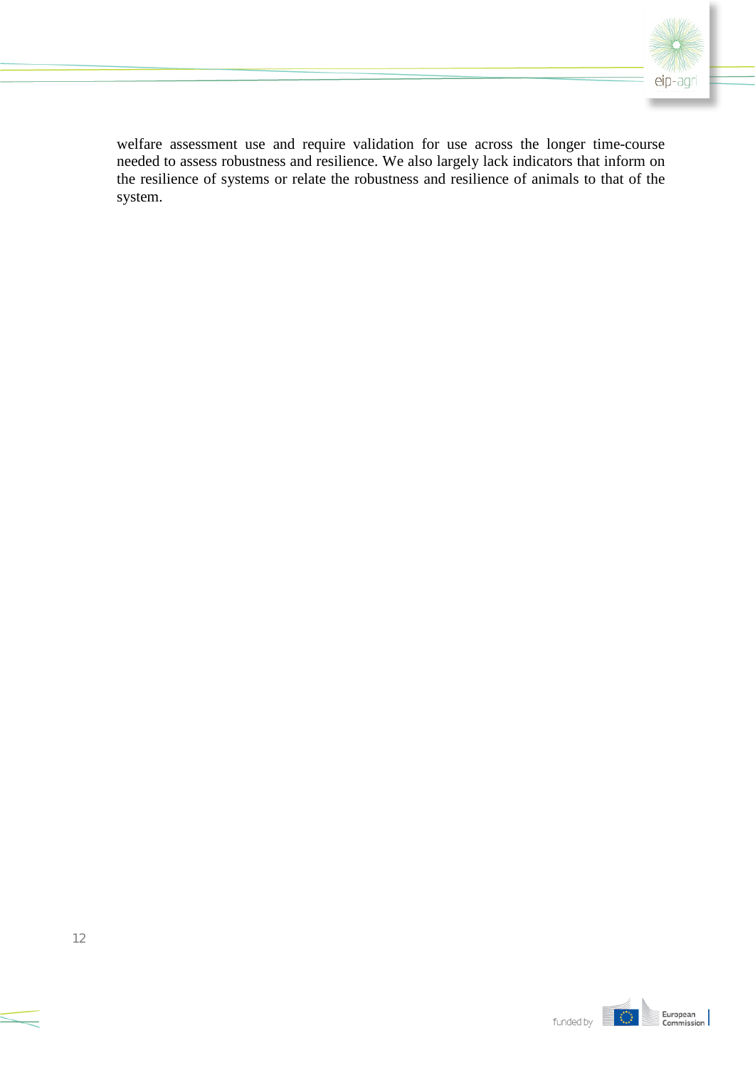welfare assessment use and require validation for use across the longer time-course needed to assess robustness and resilience. We also largely lack indicators that inform on the resilience of systems or relate the robustness and resilience of animals to that of the system.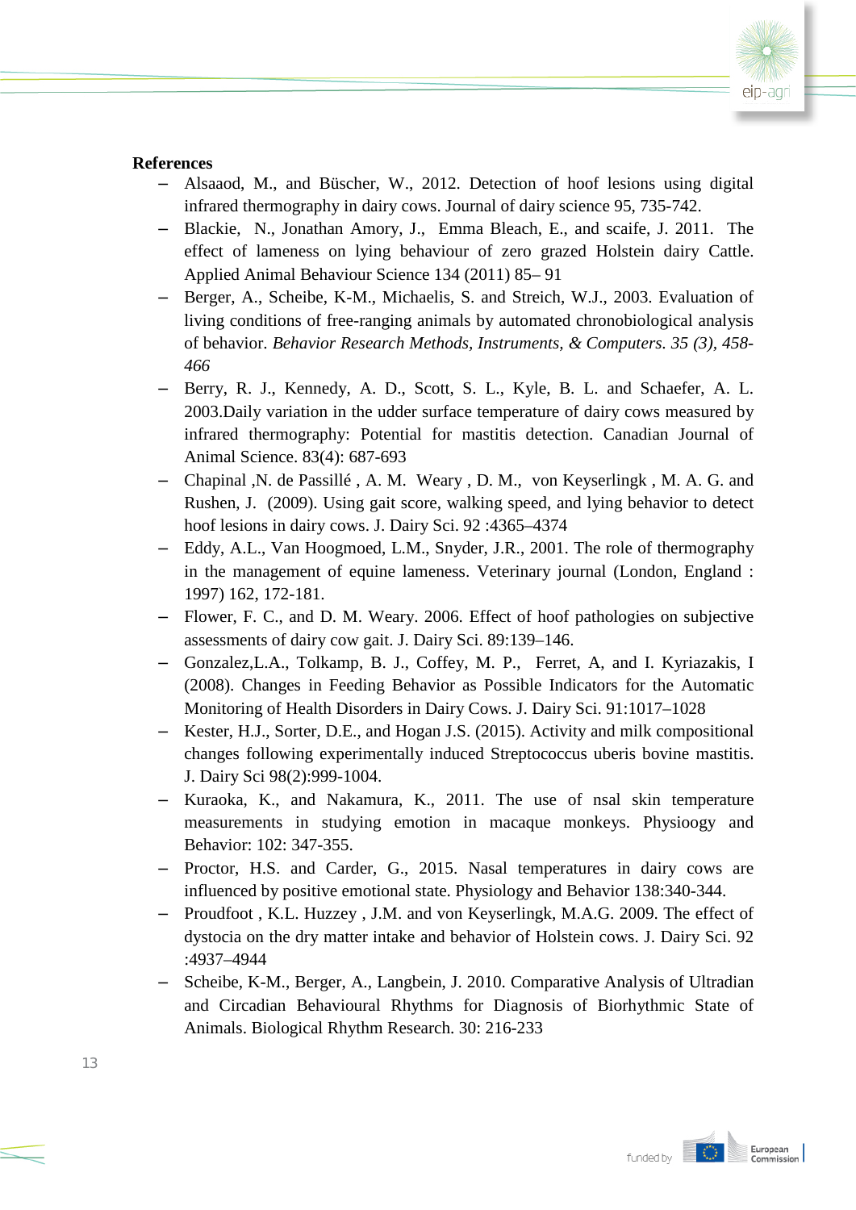**References**

- Alsaaod, M., and Büscher, W., 2012. Detection of hoof lesions using digital infrared thermography in dairy cows. Journal of dairy science 95, 735-742.
- Blackie, N., Jonathan Amory, J., Emma Bleach, E., and scaife, J. 2011. The effect of lameness on lying behaviour of zero grazed Holstein dairy Cattle. Applied Animal Behaviour Science 134 (2011) 85– 91
- Berger, A., Scheibe, K-M., Michaelis, S. and Streich, W.J., 2003. Evaluation of living conditions of free-ranging animals by automated chronobiological analysis of behavior. *Behavior Research Methods, Instruments, & Computers. 35 (3), 458-466*
- Berry, R. J., Kennedy, A. D., Scott, S. L., Kyle, B. L. and Schaefer, A. L. 2003.Daily variation in the udder surface temperature of dairy cows measured by infrared thermography: Potential for mastitis detection. Canadian Journal of Animal Science. 83(4): 687-693
- Chapinal ,N. de Passillé , A. M. Weary , D. M., von Keyserlingk , M. A. G. and Rushen, J. (2009). Using gait score, walking speed, and lying behavior to detect hoof lesions in dairy cows. J. Dairy Sci. 92 :4365–4374
- Eddy, A.L., Van Hoogmoed, L.M., Snyder, J.R., 2001. The role of thermography in the management of equine lameness. Veterinary journal (London, England : 1997) 162, 172-181.
- Flower, F. C., and D. M. Weary. 2006. Effect of hoof pathologies on subjective assessments of dairy cow gait. J. Dairy Sci. 89:139–146.
- Gonzalez,L.A., Tolkamp, B. J., Coffey, M. P., Ferret, A, and I. Kyriazakis, I (2008). Changes in Feeding Behavior as Possible Indicators for the Automatic Monitoring of Health Disorders in Dairy Cows. J. Dairy Sci. 91:1017–1028
- Kester, H.J., Sorter, D.E., and Hogan J.S. (2015). Activity and milk compositional changes following experimentally induced Streptococcus uberis bovine mastitis. J. Dairy Sci 98(2):999-1004.
- Kuraoka, K., and Nakamura, K., 2011. The use of nsal skin temperature measurements in studying emotion in macaque monkeys. Physioogy and Behavior: 102: 347-355.
- Proctor, H.S. and Carder, G., 2015. Nasal temperatures in dairy cows are influenced by positive emotional state. Physiology and Behavior 138:340-344.
- Proudfoot , K.L. Huzzey , J.M. and von Keyserlingk, M.A.G. 2009. The effect of dystocia on the dry matter intake and behavior of Holstein cows. J. Dairy Sci. 92 :4937–4944
- Scheibe, K-M., Berger, A., Langbein, J. 2010. Comparative Analysis of Ultradian and Circadian Behavioural Rhythms for Diagnosis of Biorhythmic State of Animals. Biological Rhythm Research. 30: 216-233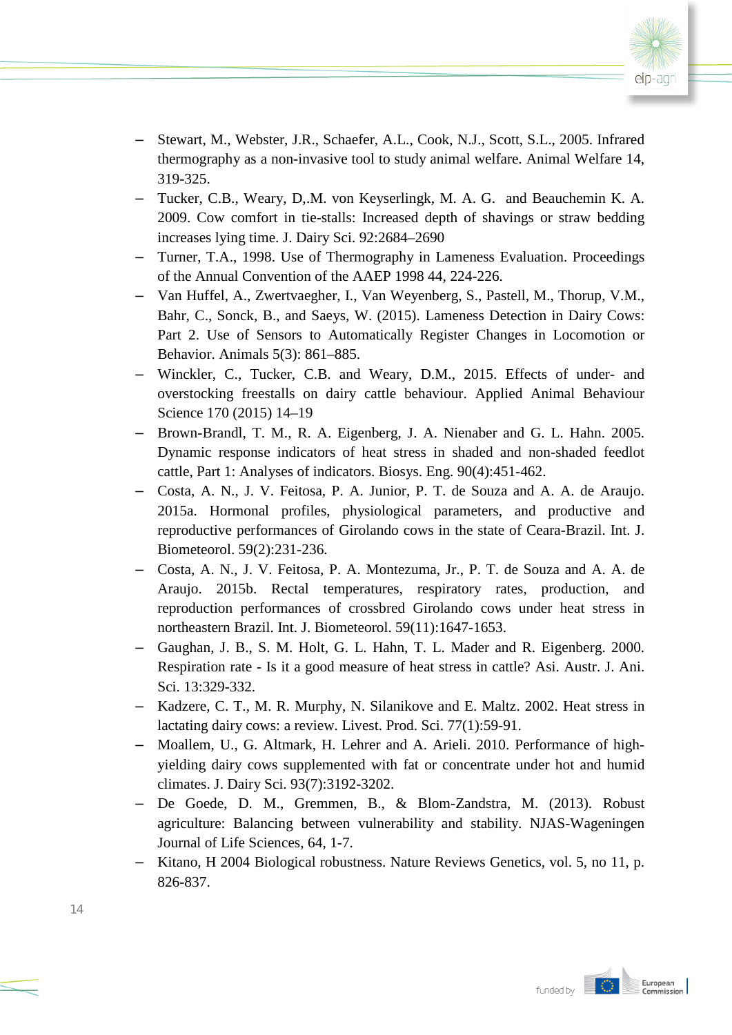- Stewart, M., Webster, J.R., Schaefer, A.L., Cook, N.J., Scott, S.L., 2005. Infrared thermography as a non-invasive tool to study animal welfare. Animal Welfare 14, 319-325.
- Tucker, C.B., Weary, D,.M. von Keyserlingk, M. A. G. and Beauchemin K. A. 2009. Cow comfort in tie-stalls: Increased depth of shavings or straw bedding increases lying time. J. Dairy Sci. 92:2684–2690
- Turner, T.A., 1998. Use of Thermography in Lameness Evaluation. Proceedings of the Annual Convention of the AAEP 1998 44, 224-226.
- Van Huffel, A., Zwertvaegher, I., Van Weyenberg, S., Pastell, M., Thorup, V.M., Bahr, C., Sonck, B., and Saeys, W. (2015). Lameness Detection in Dairy Cows: Part 2. Use of Sensors to Automatically Register Changes in Locomotion or Behavior. Animals 5(3): 861–885.
- Winckler, C., Tucker, C.B. and Weary, D.M., 2015. Effects of under- and overstocking freestalls on dairy cattle behaviour. Applied Animal Behaviour Science 170 (2015) 14–19
- Brown-Brandl, T. M., R. A. Eigenberg, J. A. Nienaber and G. L. Hahn. 2005. Dynamic response indicators of heat stress in shaded and non-shaded feedlot cattle, Part 1: Analyses of indicators. Biosys. Eng. 90(4):451-462.
- Costa, A. N., J. V. Feitosa, P. A. Junior, P. T. de Souza and A. A. de Araujo. 2015a. Hormonal profiles, physiological parameters, and productive and reproductive performances of Girolando cows in the state of Ceara-Brazil. Int. J. Biometeorol. 59(2):231-236.
- Costa, A. N., J. V. Feitosa, P. A. Montezuma, Jr., P. T. de Souza and A. A. de Araujo. 2015b. Rectal temperatures, respiratory rates, production, and reproduction performances of crossbred Girolando cows under heat stress in northeastern Brazil. Int. J. Biometeorol. 59(11):1647-1653.
- Gaughan, J. B., S. M. Holt, G. L. Hahn, T. L. Mader and R. Eigenberg. 2000. Respiration rate - Is it a good measure of heat stress in cattle? Asi. Austr. J. Ani. Sci. 13:329-332.
- Kadzere, C. T., M. R. Murphy, N. Silanikove and E. Maltz. 2002. Heat stress in lactating dairy cows: a review. Livest. Prod. Sci. 77(1):59-91.
- Moallem, U., G. Altmark, H. Lehrer and A. Arieli. 2010. Performance of high-yielding dairy cows supplemented with fat or concentrate under hot and humid climates. J. Dairy Sci. 93(7):3192-3202.
- De Goede, D. M., Gremmen, B., & Blom-Zandstra, M. (2013). Robust agriculture: Balancing between vulnerability and stability. NJAS-Wageningen Journal of Life Sciences, 64, 1-7.
- Kitano, H 2004 Biological robustness. Nature Reviews Genetics, vol. 5, no 11, p. 826-837.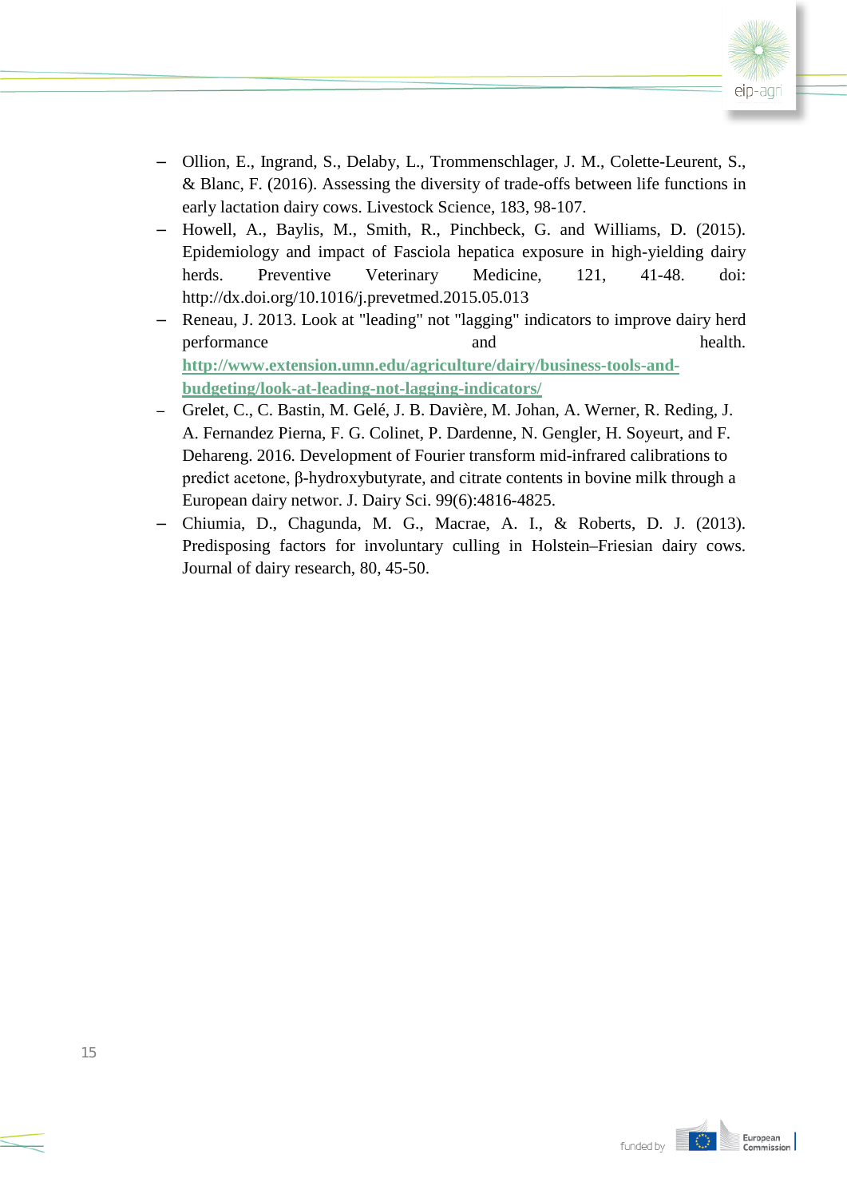- Ollion, E., Ingrand, S., Delaby, L., Trommenschlager, J. M., Colette-Leurent, S., & Blanc, F. (2016). Assessing the diversity of trade-offs between life functions in early lactation dairy cows. Livestock Science, 183, 98-107.
- Howell, A., Baylis, M., Smith, R., Pinchbeck, G. and Williams, D. (2015). Epidemiology and impact of Fasciola hepatica exposure in high-yielding dairy herds. Preventive Veterinary Medicine, 121, 41-48. doi: http://dx.doi.org/10.1016/j.prevetmed.2015.05.013
- Reneau, J. 2013. Look at "leading" not "lagging" indicators to improve dairy herd performance and health. **http://www.extension.umn.edu/agriculture/dairy/business-tools-and-budgeting/look-at-leading-not-lagging-indicators/**
- Grelet, C., C. Bastin, M. Gelé, J. B. Davière, M. Johan, A. Werner, R. Reding, J. A. Fernandez Pierna, F. G. Colinet, P. Dardenne, N. Gengler, H. Soyeurt, and F. Dehareng. 2016. Development of Fourier transform mid-infrared calibrations to predict acetone, β-hydroxybutyrate, and citrate contents in bovine milk through a European dairy networ. J. Dairy Sci. 99(6):4816-4825.
- Chiumia, D., Chagunda, M. G., Macrae, A. I., & Roberts, D. J. (2013). Predisposing factors for involuntary culling in Holstein–Friesian dairy cows. Journal of dairy research, 80, 45-50.